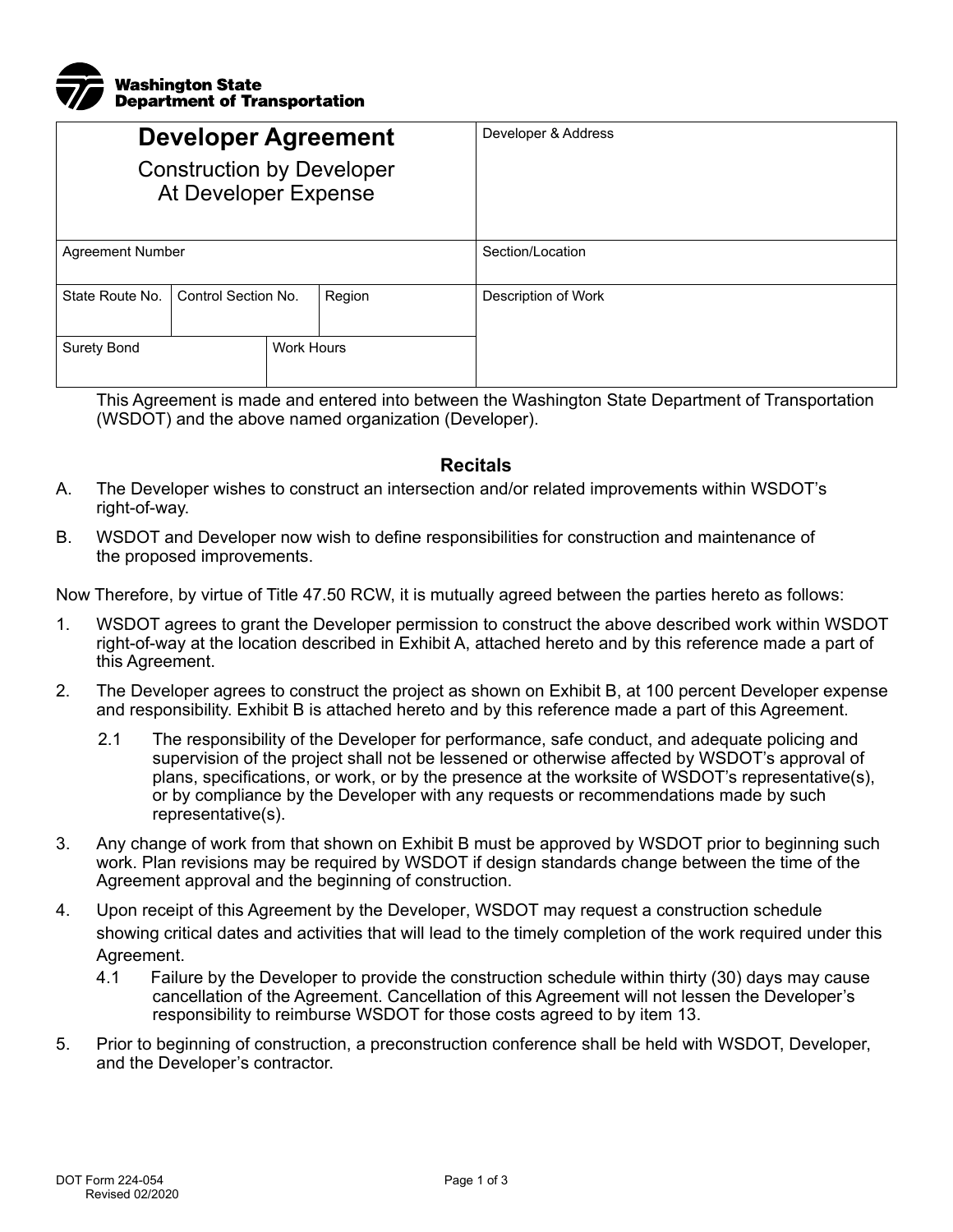Washington State Department of Transportation

| # Developer Agreement<br>Construction by Developer<br>At Developer Expense | | | Developer & Address |
|---|---|---|---|
| Agreement Number | | | Section/Location |
| State Route No. | Control Section No. | Region | Description of Work |
| Surety Bond | | Work Hours | |

This Agreement is made and entered into between the Washington State Department of Transportation (WSDOT) and the above named organization (Developer).

## Recitals

A. The Developer wishes to construct an intersection and/or related improvements within WSDOT's right-of-way.

B. WSDOT and Developer now wish to define responsibilities for construction and maintenance of the proposed improvements.

Now Therefore, by virtue of Title 47.50 RCW, it is mutually agreed between the parties hereto as follows:

1. WSDOT agrees to grant the Developer permission to construct the above described work within WSDOT right-of-way at the location described in Exhibit A, attached hereto and by this reference made a part of this Agreement.

2. The Developer agrees to construct the project as shown on Exhibit B, at 100 percent Developer expense and responsibility. Exhibit B is attached hereto and by this reference made a part of this Agreement.

   2.1 The responsibility of the Developer for performance, safe conduct, and adequate policing and supervision of the project shall not be lessened or otherwise affected by WSDOT's approval of plans, specifications, or work, or by the presence at the worksite of WSDOT's representative(s), or by compliance by the Developer with any requests or recommendations made by such representative(s).

3. Any change of work from that shown on Exhibit B must be approved by WSDOT prior to beginning such work. Plan revisions may be required by WSDOT if design standards change between the time of the Agreement approval and the beginning of construction.

4. Upon receipt of this Agreement by the Developer, WSDOT may request a construction schedule showing critical dates and activities that will lead to the timely completion of the work required under this Agreement.

   4.1 Failure by the Developer to provide the construction schedule within thirty (30) days may cause cancellation of the Agreement. Cancellation of this Agreement will not lessen the Developer's responsibility to reimburse WSDOT for those costs agreed to by item 13.

5. Prior to beginning of construction, a preconstruction conference shall be held with WSDOT, Developer, and the Developer's contractor.

DOT Form 224-054
Revised 02/2020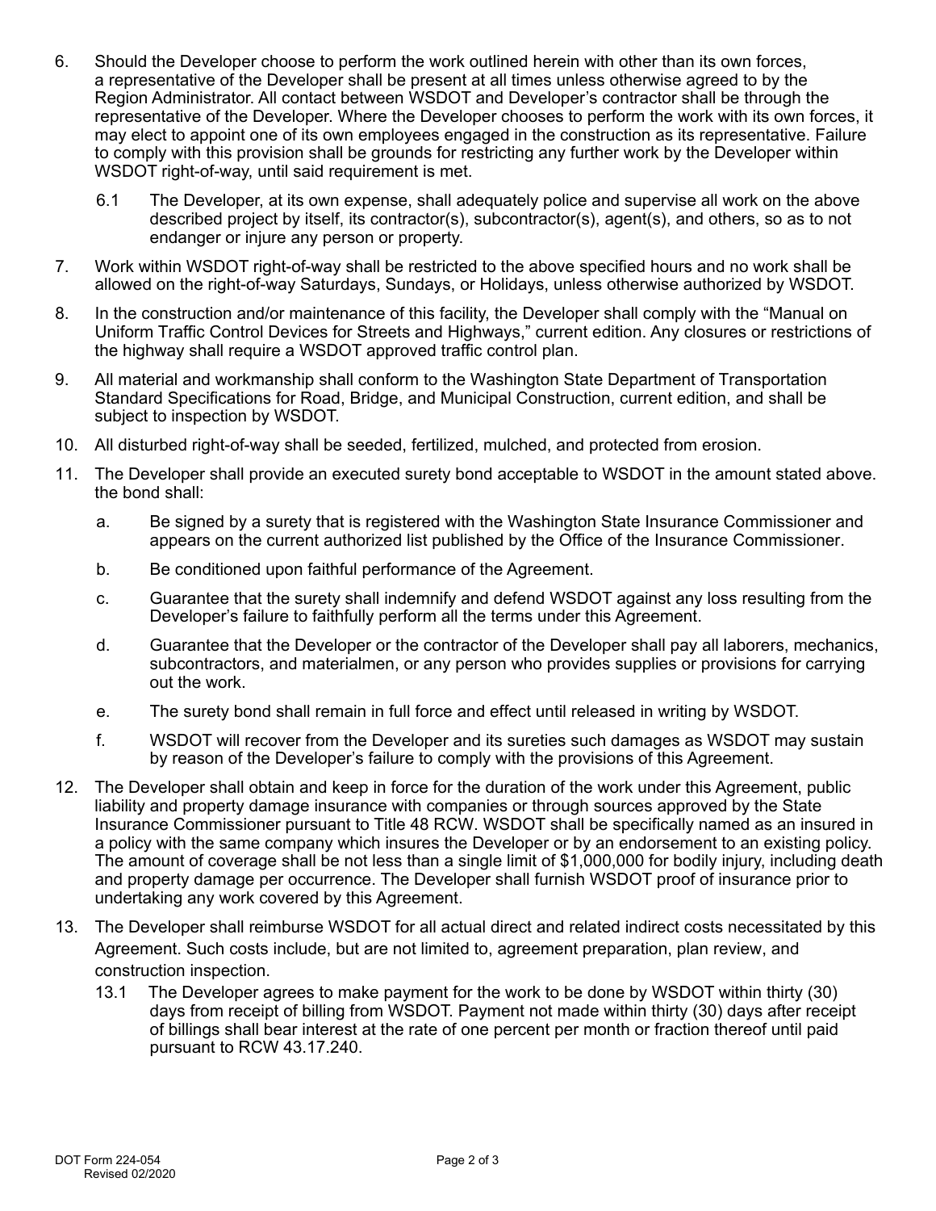6. Should the Developer choose to perform the work outlined herein with other than its own forces, a representative of the Developer shall be present at all times unless otherwise agreed to by the Region Administrator. All contact between WSDOT and Developer's contractor shall be through the representative of the Developer. Where the Developer chooses to perform the work with its own forces, it may elect to appoint one of its own employees engaged in the construction as its representative. Failure to comply with this provision shall be grounds for restricting any further work by the Developer within WSDOT right-of-way, until said requirement is met.

   6.1 The Developer, at its own expense, shall adequately police and supervise all work on the above described project by itself, its contractor(s), subcontractor(s), agent(s), and others, so as to not endanger or injure any person or property.

7. Work within WSDOT right-of-way shall be restricted to the above specified hours and no work shall be allowed on the right-of-way Saturdays, Sundays, or Holidays, unless otherwise authorized by WSDOT.

8. In the construction and/or maintenance of this facility, the Developer shall comply with the "Manual on Uniform Traffic Control Devices for Streets and Highways," current edition. Any closures or restrictions of the highway shall require a WSDOT approved traffic control plan.

9. All material and workmanship shall conform to the Washington State Department of Transportation Standard Specifications for Road, Bridge, and Municipal Construction, current edition, and shall be subject to inspection by WSDOT.

10. All disturbed right-of-way shall be seeded, fertilized, mulched, and protected from erosion.

11. The Developer shall provide an executed surety bond acceptable to WSDOT in the amount stated above. the bond shall:

    a. Be signed by a surety that is registered with the Washington State Insurance Commissioner and appears on the current authorized list published by the Office of the Insurance Commissioner.

    b. Be conditioned upon faithful performance of the Agreement.

    c. Guarantee that the surety shall indemnify and defend WSDOT against any loss resulting from the Developer's failure to faithfully perform all the terms under this Agreement.

    d. Guarantee that the Developer or the contractor of the Developer shall pay all laborers, mechanics, subcontractors, and materialmen, or any person who provides supplies or provisions for carrying out the work.

    e. The surety bond shall remain in full force and effect until released in writing by WSDOT.

    f. WSDOT will recover from the Developer and its sureties such damages as WSDOT may sustain by reason of the Developer's failure to comply with the provisions of this Agreement.

12. The Developer shall obtain and keep in force for the duration of the work under this Agreement, public liability and property damage insurance with companies or through sources approved by the State Insurance Commissioner pursuant to Title 48 RCW. WSDOT shall be specifically named as an insured in a policy with the same company which insures the Developer or by an endorsement to an existing policy. The amount of coverage shall be not less than a single limit of $1,000,000 for bodily injury, including death and property damage per occurrence. The Developer shall furnish WSDOT proof of insurance prior to undertaking any work covered by this Agreement.

13. The Developer shall reimburse WSDOT for all actual direct and related indirect costs necessitated by this Agreement. Such costs include, but are not limited to, agreement preparation, plan review, and construction inspection.

    13.1 The Developer agrees to make payment for the work to be done by WSDOT within thirty (30) days from receipt of billing from WSDOT. Payment not made within thirty (30) days after receipt of billings shall bear interest at the rate of one percent per month or fraction thereof until paid pursuant to RCW 43.17.240.

DOT Form 224-054
Revised 02/2020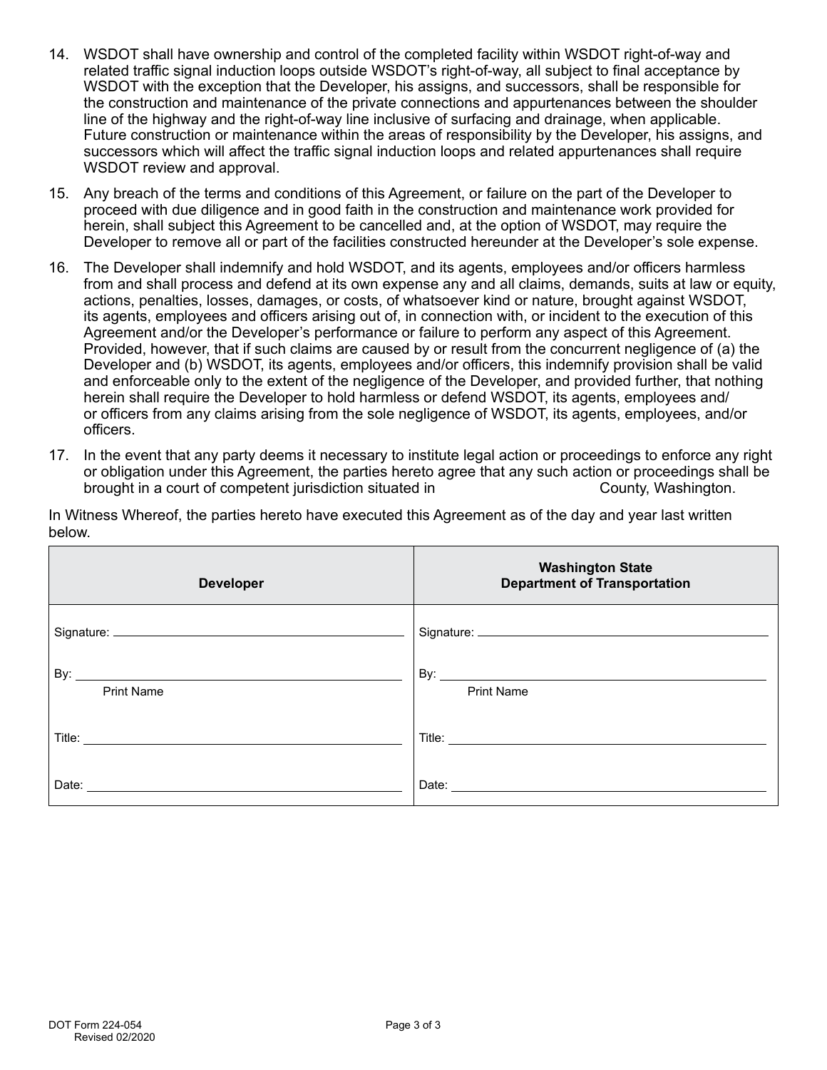14. WSDOT shall have ownership and control of the completed facility within WSDOT right-of-way and related traffic signal induction loops outside WSDOT's right-of-way, all subject to final acceptance by WSDOT with the exception that the Developer, his assigns, and successors, shall be responsible for the construction and maintenance of the private connections and appurtenances between the shoulder line of the highway and the right-of-way line inclusive of surfacing and drainage, when applicable. Future construction or maintenance within the areas of responsibility by the Developer, his assigns, and successors which will affect the traffic signal induction loops and related appurtenances shall require WSDOT review and approval.

15. Any breach of the terms and conditions of this Agreement, or failure on the part of the Developer to proceed with due diligence and in good faith in the construction and maintenance work provided for herein, shall subject this Agreement to be cancelled and, at the option of WSDOT, may require the Developer to remove all or part of the facilities constructed hereunder at the Developer's sole expense.

16. The Developer shall indemnify and hold WSDOT, and its agents, employees and/or officers harmless from and shall process and defend at its own expense any and all claims, demands, suits at law or equity, actions, penalties, losses, damages, or costs, of whatsoever kind or nature, brought against WSDOT, its agents, employees and officers arising out of, in connection with, or incident to the execution of this Agreement and/or the Developer's performance or failure to perform any aspect of this Agreement. Provided, however, that if such claims are caused by or result from the concurrent negligence of (a) the Developer and (b) WSDOT, its agents, employees and/or officers, this indemnify provision shall be valid and enforceable only to the extent of the negligence of the Developer, and provided further, that nothing herein shall require the Developer to hold harmless or defend WSDOT, its agents, employees and/or officers from any claims arising from the sole negligence of WSDOT, its agents, employees, and/or officers.

17. In the event that any party deems it necessary to institute legal action or proceedings to enforce any right or obligation under this Agreement, the parties hereto agree that any such action or proceedings shall be brought in a court of competent jurisdiction situated in ______________ County, Washington.

In Witness Whereof, the parties hereto have executed this Agreement as of the day and year last written below.

| Developer | Washington State Department of Transportation |
|---|---|
| Signature: ______________ | Signature: ______________ |
| By: ______________ Print Name | By: ______________ Print Name |
| Title: ______________ | Title: ______________ |
| Date: ______________ | Date: ______________ |

DOT Form 224-054
Revised 02/2020